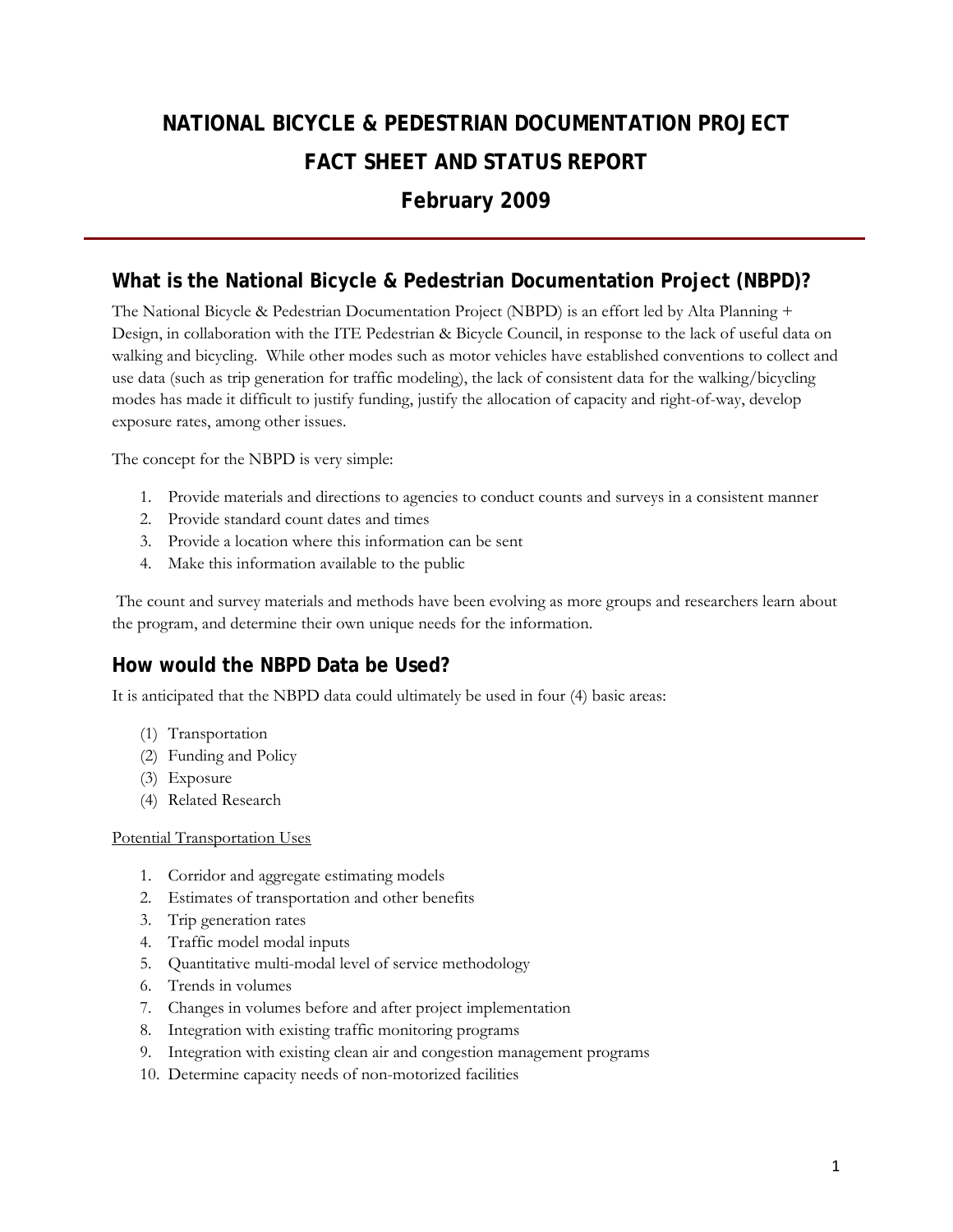# NATIONAL BICYCLE & PEDESTRIAN DOCUMENTATION PROJECT

# FACT SHEET AND STATUS REPORT

# February 2009

## What is the National Bicycle & Pedestrian Documentation Project (NBPD)?

The National Bicycle & Pedestrian Documentation Project (NBPD) is an effort led by Alta Planning + Design, in collaboration with the ITE Pedestrian & Bicycle Council, in response to the lack of useful data on walking and bicycling. While other modes such as motor vehicles have established conventions to collect and use data (such as trip generation for traffic modeling), the lack of consistent data for the walking/bicycling modes has made it difficult to justify funding, justify the allocation of capacity and right-of-way, develop exposure rates, among other issues.

The concept for the NBPD is very simple:

1. Provide materials and directions to agencies to conduct counts and surveys in a consistent manner
2. Provide standard count dates and times
3. Provide a location where this information can be sent
4. Make this information available to the public

The count and survey materials and methods have been evolving as more groups and researchers learn about the program, and determine their own unique needs for the information.

## How would the NBPD Data be Used?

It is anticipated that the NBPD data could ultimately be used in four (4) basic areas:

(1) Transportation
(2) Funding and Policy
(3) Exposure
(4) Related Research

<u>Potential Transportation Uses</u>

1. Corridor and aggregate estimating models
2. Estimates of transportation and other benefits
3. Trip generation rates
4. Traffic model modal inputs
5. Quantitative multi-modal level of service methodology
6. Trends in volumes
7. Changes in volumes before and after project implementation
8. Integration with existing traffic monitoring programs
9. Integration with existing clean air and congestion management programs
10. Determine capacity needs of non-motorized facilities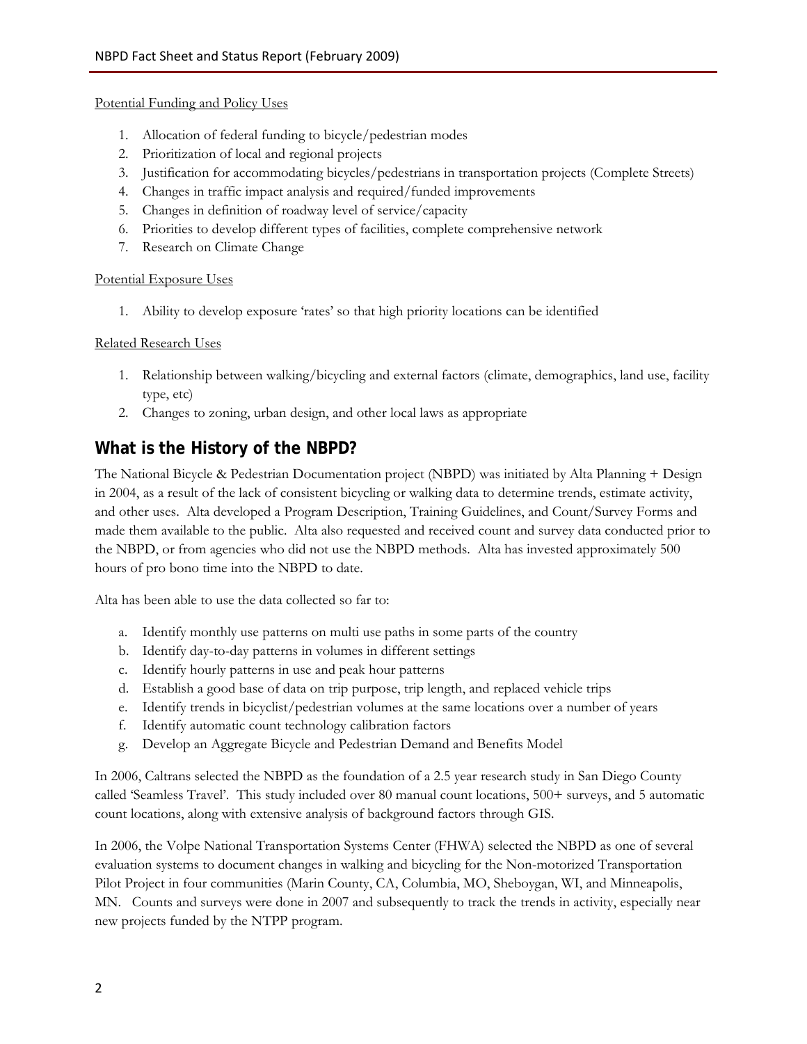Potential Funding and Policy Uses

1. Allocation of federal funding to bicycle/pedestrian modes
2. Prioritization of local and regional projects
3. Justification for accommodating bicycles/pedestrians in transportation projects (Complete Streets)
4. Changes in traffic impact analysis and required/funded improvements
5. Changes in definition of roadway level of service/capacity
6. Priorities to develop different types of facilities, complete comprehensive network
7. Research on Climate Change

Potential Exposure Uses

1. Ability to develop exposure 'rates' so that high priority locations can be identified

Related Research Uses

1. Relationship between walking/bicycling and external factors (climate, demographics, land use, facility type, etc)
2. Changes to zoning, urban design, and other local laws as appropriate

## What is the History of the NBPD?

The National Bicycle & Pedestrian Documentation project (NBPD) was initiated by Alta Planning + Design in 2004, as a result of the lack of consistent bicycling or walking data to determine trends, estimate activity, and other uses. Alta developed a Program Description, Training Guidelines, and Count/Survey Forms and made them available to the public. Alta also requested and received count and survey data conducted prior to the NBPD, or from agencies who did not use the NBPD methods. Alta has invested approximately 500 hours of pro bono time into the NBPD to date.

Alta has been able to use the data collected so far to:

a. Identify monthly use patterns on multi use paths in some parts of the country
b. Identify day-to-day patterns in volumes in different settings
c. Identify hourly patterns in use and peak hour patterns
d. Establish a good base of data on trip purpose, trip length, and replaced vehicle trips
e. Identify trends in bicyclist/pedestrian volumes at the same locations over a number of years
f. Identify automatic count technology calibration factors
g. Develop an Aggregate Bicycle and Pedestrian Demand and Benefits Model

In 2006, Caltrans selected the NBPD as the foundation of a 2.5 year research study in San Diego County called 'Seamless Travel'. This study included over 80 manual count locations, 500+ surveys, and 5 automatic count locations, along with extensive analysis of background factors through GIS.

In 2006, the Volpe National Transportation Systems Center (FHWA) selected the NBPD as one of several evaluation systems to document changes in walking and bicycling for the Non-motorized Transportation Pilot Project in four communities (Marin County, CA, Columbia, MO, Sheboygan, WI, and Minneapolis, MN. Counts and surveys were done in 2007 and subsequently to track the trends in activity, especially near new projects funded by the NTPP program.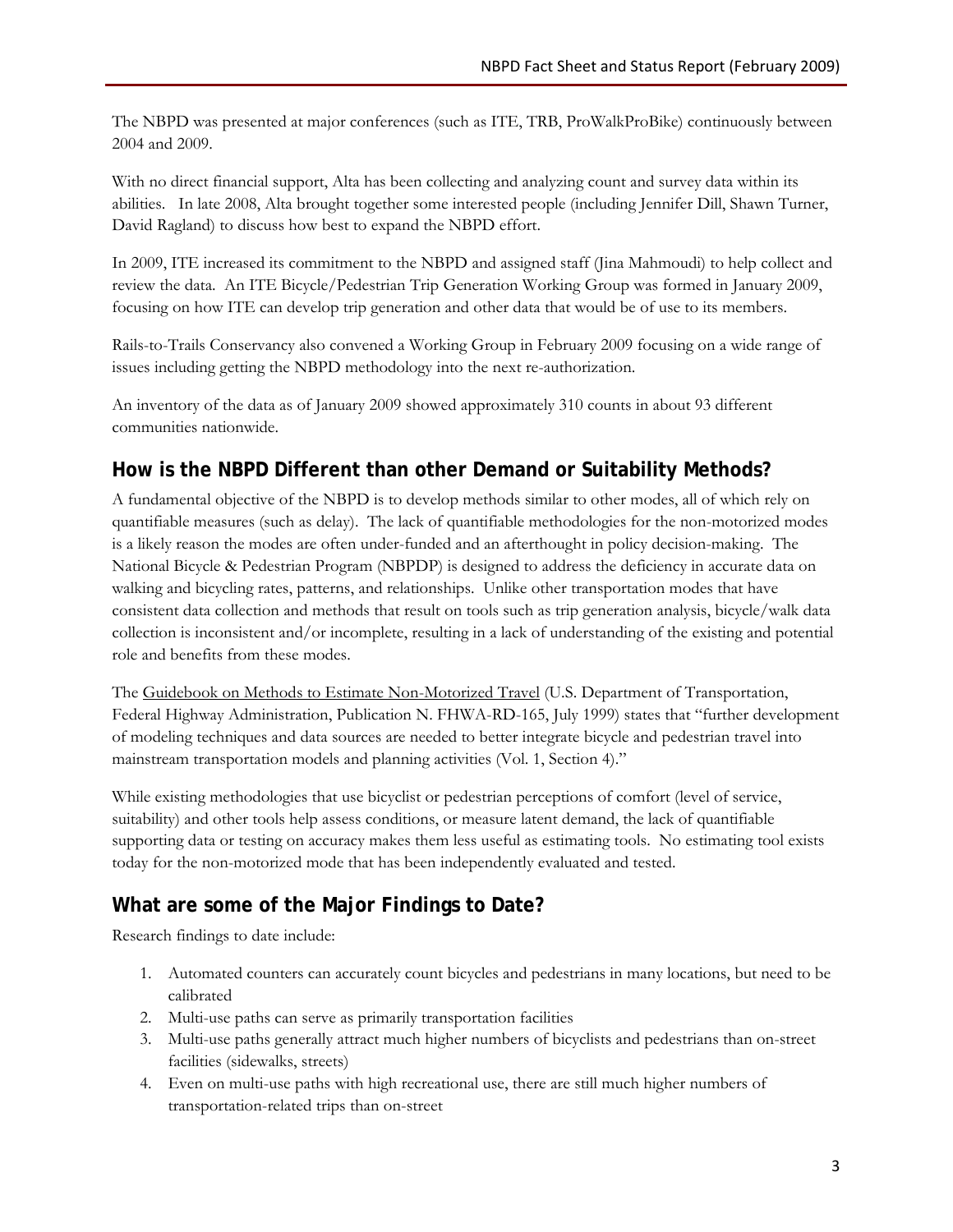The NBPD was presented at major conferences (such as ITE, TRB, ProWalkProBike) continuously between 2004 and 2009.

With no direct financial support, Alta has been collecting and analyzing count and survey data within its abilities. In late 2008, Alta brought together some interested people (including Jennifer Dill, Shawn Turner, David Ragland) to discuss how best to expand the NBPD effort.

In 2009, ITE increased its commitment to the NBPD and assigned staff (Jina Mahmoudi) to help collect and review the data. An ITE Bicycle/Pedestrian Trip Generation Working Group was formed in January 2009, focusing on how ITE can develop trip generation and other data that would be of use to its members.

Rails-to-Trails Conservancy also convened a Working Group in February 2009 focusing on a wide range of issues including getting the NBPD methodology into the next re-authorization.

An inventory of the data as of January 2009 showed approximately 310 counts in about 93 different communities nationwide.

## How is the NBPD Different than other Demand or Suitability Methods?

A fundamental objective of the NBPD is to develop methods similar to other modes, all of which rely on quantifiable measures (such as delay). The lack of quantifiable methodologies for the non-motorized modes is a likely reason the modes are often under-funded and an afterthought in policy decision-making. The National Bicycle & Pedestrian Program (NBPDP) is designed to address the deficiency in accurate data on walking and bicycling rates, patterns, and relationships. Unlike other transportation modes that have consistent data collection and methods that result on tools such as trip generation analysis, bicycle/walk data collection is inconsistent and/or incomplete, resulting in a lack of understanding of the existing and potential role and benefits from these modes.

The Guidebook on Methods to Estimate Non-Motorized Travel (U.S. Department of Transportation, Federal Highway Administration, Publication N. FHWA-RD-165, July 1999) states that "further development of modeling techniques and data sources are needed to better integrate bicycle and pedestrian travel into mainstream transportation models and planning activities (Vol. 1, Section 4)."

While existing methodologies that use bicyclist or pedestrian perceptions of comfort (level of service, suitability) and other tools help assess conditions, or measure latent demand, the lack of quantifiable supporting data or testing on accuracy makes them less useful as estimating tools. No estimating tool exists today for the non-motorized mode that has been independently evaluated and tested.

## What are some of the Major Findings to Date?

Research findings to date include:

1. Automated counters can accurately count bicycles and pedestrians in many locations, but need to be calibrated
2. Multi-use paths can serve as primarily transportation facilities
3. Multi-use paths generally attract much higher numbers of bicyclists and pedestrians than on-street facilities (sidewalks, streets)
4. Even on multi-use paths with high recreational use, there are still much higher numbers of transportation-related trips than on-street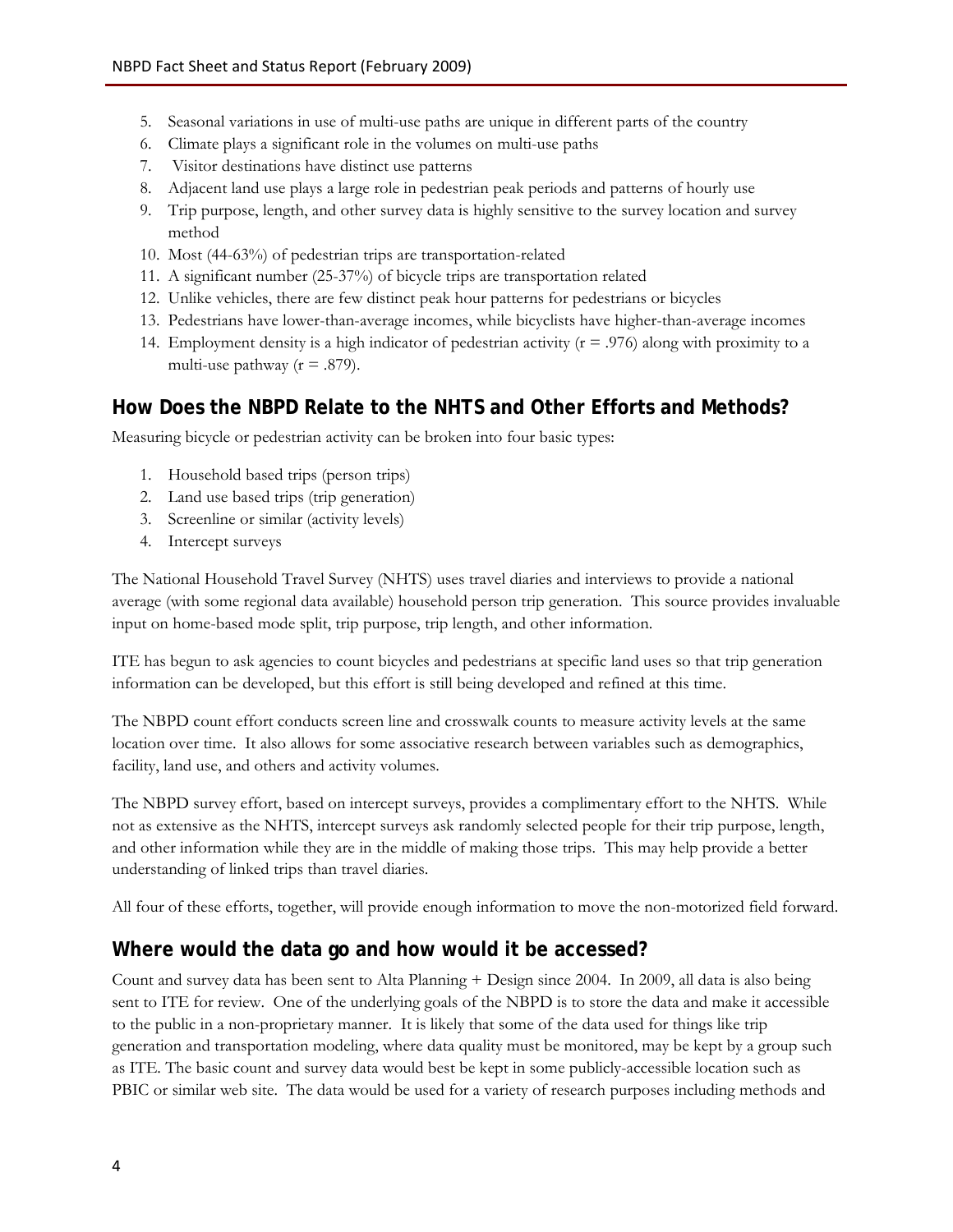5. Seasonal variations in use of multi-use paths are unique in different parts of the country
6. Climate plays a significant role in the volumes on multi-use paths
7. Visitor destinations have distinct use patterns
8. Adjacent land use plays a large role in pedestrian peak periods and patterns of hourly use
9. Trip purpose, length, and other survey data is highly sensitive to the survey location and survey method
10. Most (44-63%) of pedestrian trips are transportation-related
11. A significant number (25-37%) of bicycle trips are transportation related
12. Unlike vehicles, there are few distinct peak hour patterns for pedestrians or bicycles
13. Pedestrians have lower-than-average incomes, while bicyclists have higher-than-average incomes
14. Employment density is a high indicator of pedestrian activity ($r = .976$) along with proximity to a multi-use pathway ($r = .879$).

## How Does the NBPD Relate to the NHTS and Other Efforts and Methods?

Measuring bicycle or pedestrian activity can be broken into four basic types:

1. Household based trips (person trips)
2. Land use based trips (trip generation)
3. Screenline or similar (activity levels)
4. Intercept surveys

The National Household Travel Survey (NHTS) uses travel diaries and interviews to provide a national average (with some regional data available) household person trip generation. This source provides invaluable input on home-based mode split, trip purpose, trip length, and other information.

ITE has begun to ask agencies to count bicycles and pedestrians at specific land uses so that trip generation information can be developed, but this effort is still being developed and refined at this time.

The NBPD count effort conducts screen line and crosswalk counts to measure activity levels at the same location over time. It also allows for some associative research between variables such as demographics, facility, land use, and others and activity volumes.

The NBPD survey effort, based on intercept surveys, provides a complimentary effort to the NHTS. While not as extensive as the NHTS, intercept surveys ask randomly selected people for their trip purpose, length, and other information while they are in the middle of making those trips. This may help provide a better understanding of linked trips than travel diaries.

All four of these efforts, together, will provide enough information to move the non-motorized field forward.

## Where would the data go and how would it be accessed?

Count and survey data has been sent to Alta Planning + Design since 2004. In 2009, all data is also being sent to ITE for review. One of the underlying goals of the NBPD is to store the data and make it accessible to the public in a non-proprietary manner. It is likely that some of the data used for things like trip generation and transportation modeling, where data quality must be monitored, may be kept by a group such as ITE. The basic count and survey data would best be kept in some publicly-accessible location such as PBIC or similar web site. The data would be used for a variety of research purposes including methods and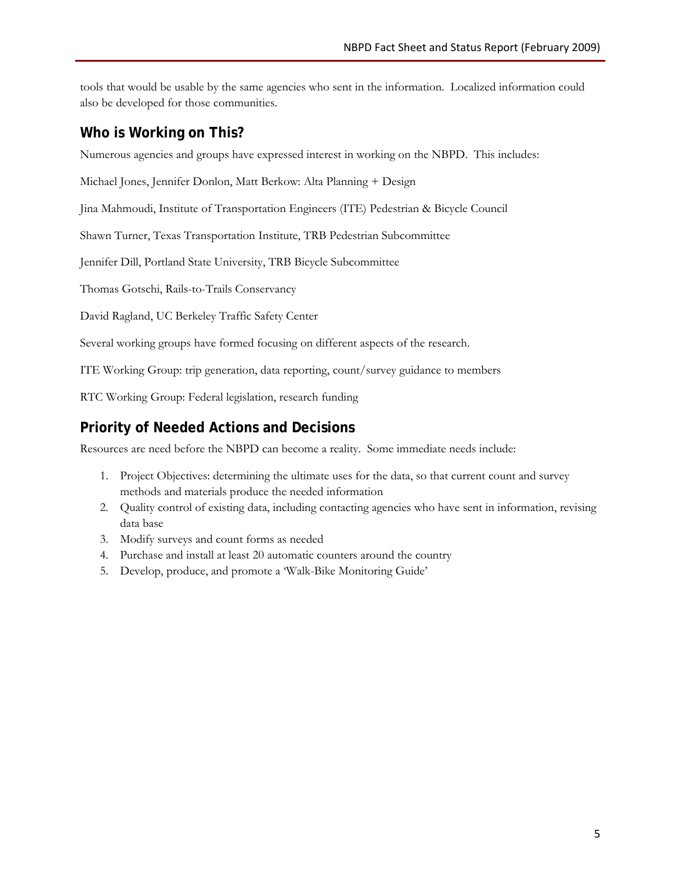tools that would be usable by the same agencies who sent in the information. Localized information could also be developed for those communities.

## Who is Working on This?

Numerous agencies and groups have expressed interest in working on the NBPD. This includes:

Michael Jones, Jennifer Donlon, Matt Berkow: Alta Planning + Design

Jina Mahmoudi, Institute of Transportation Engineers (ITE) Pedestrian & Bicycle Council

Shawn Turner, Texas Transportation Institute, TRB Pedestrian Subcommittee

Jennifer Dill, Portland State University, TRB Bicycle Subcommittee

Thomas Gotschi, Rails-to-Trails Conservancy

David Ragland, UC Berkeley Traffic Safety Center

Several working groups have formed focusing on different aspects of the research.

ITE Working Group: trip generation, data reporting, count/survey guidance to members

RTC Working Group: Federal legislation, research funding

## Priority of Needed Actions and Decisions

Resources are need before the NBPD can become a reality. Some immediate needs include:

1. Project Objectives: determining the ultimate uses for the data, so that current count and survey methods and materials produce the needed information
2. Quality control of existing data, including contacting agencies who have sent in information, revising data base
3. Modify surveys and count forms as needed
4. Purchase and install at least 20 automatic counters around the country
5. Develop, produce, and promote a 'Walk-Bike Monitoring Guide'